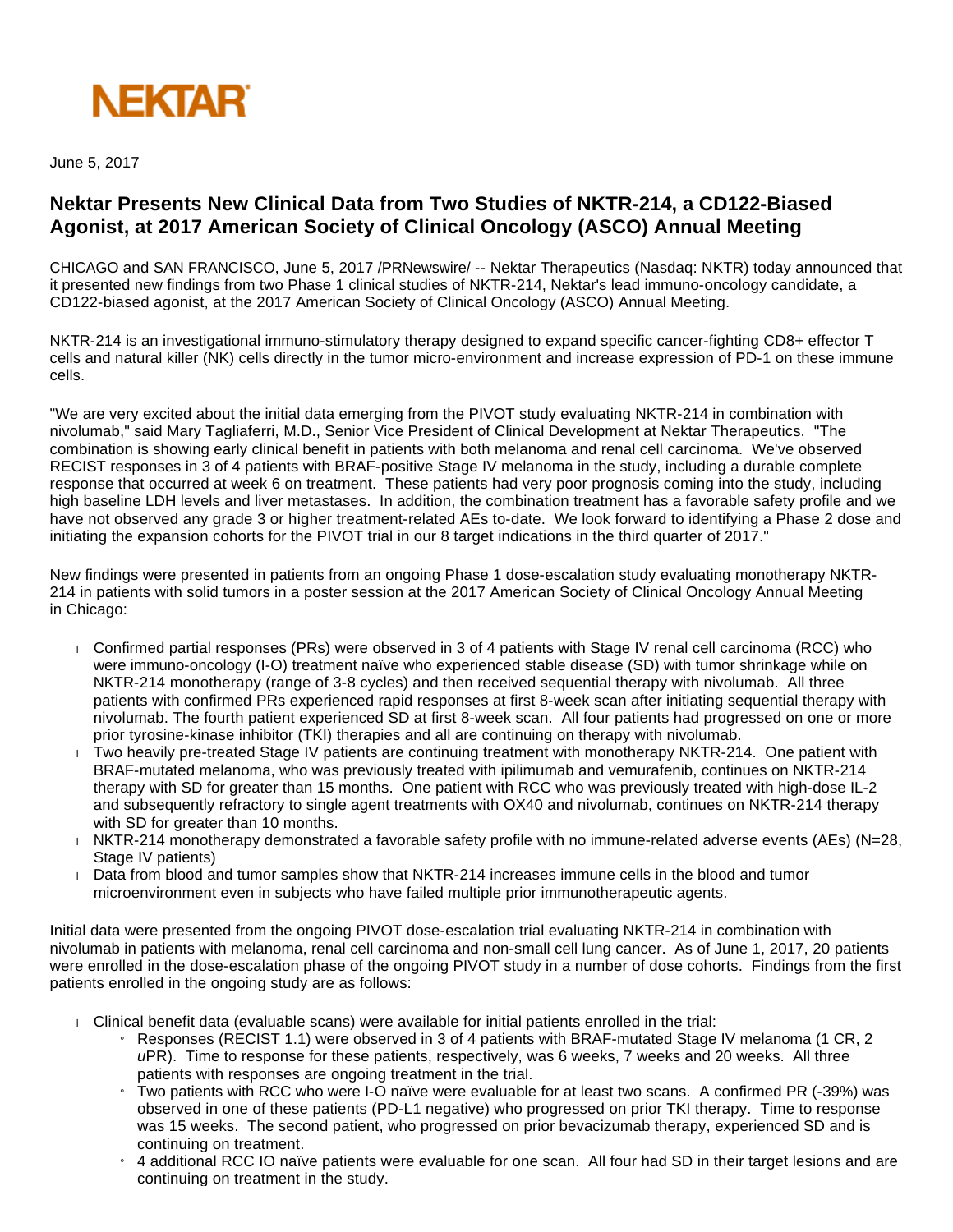NEKTAR

June 5, 2017

# Nektar Presents New Clinical Data from Two Studies of NKTR-214, a CD122-Biased Agonist, at 2017 American Society of Clinical Oncology (ASCO) Annual Meeting

CHICAGO and SAN FRANCISCO, June 5, 2017 /PRNewswire/ -- Nektar Therapeutics (Nasdaq: NKTR) today announced that it presented new findings from two Phase 1 clinical studies of NKTR-214, Nektar's lead immuno-oncology candidate, a CD122-biased agonist, at the 2017 American Society of Clinical Oncology (ASCO) Annual Meeting.

NKTR-214 is an investigational immuno-stimulatory therapy designed to expand specific cancer-fighting CD8+ effector T cells and natural killer (NK) cells directly in the tumor micro-environment and increase expression of PD-1 on these immune cells.

"We are very excited about the initial data emerging from the PIVOT study evaluating NKTR-214 in combination with nivolumab," said Mary Tagliaferri, M.D., Senior Vice President of Clinical Development at Nektar Therapeutics. "The combination is showing early clinical benefit in patients with both melanoma and renal cell carcinoma. We've observed RECIST responses in 3 of 4 patients with BRAF-positive Stage IV melanoma in the study, including a durable complete response that occurred at week 6 on treatment. These patients had very poor prognosis coming into the study, including high baseline LDH levels and liver metastases. In addition, the combination treatment has a favorable safety profile and we have not observed any grade 3 or higher treatment-related AEs to-date. We look forward to identifying a Phase 2 dose and initiating the expansion cohorts for the PIVOT trial in our 8 target indications in the third quarter of 2017."

New findings were presented in patients from an ongoing Phase 1 dose-escalation study evaluating monotherapy NKTR-214 in patients with solid tumors in a poster session at the 2017 American Society of Clinical Oncology Annual Meeting in Chicago:

- Confirmed partial responses (PRs) were observed in 3 of 4 patients with Stage IV renal cell carcinoma (RCC) who were immuno-oncology (I-O) treatment naïve who experienced stable disease (SD) with tumor shrinkage while on NKTR-214 monotherapy (range of 3-8 cycles) and then received sequential therapy with nivolumab. All three patients with confirmed PRs experienced rapid responses at first 8-week scan after initiating sequential therapy with nivolumab. The fourth patient experienced SD at first 8-week scan. All four patients had progressed on one or more prior tyrosine-kinase inhibitor (TKI) therapies and all are continuing on therapy with nivolumab.
- Two heavily pre-treated Stage IV patients are continuing treatment with monotherapy NKTR-214. One patient with BRAF-mutated melanoma, who was previously treated with ipilimumab and vemurafenib, continues on NKTR-214 therapy with SD for greater than 15 months. One patient with RCC who was previously treated with high-dose IL-2 and subsequently refractory to single agent treatments with OX40 and nivolumab, continues on NKTR-214 therapy with SD for greater than 10 months.
- NKTR-214 monotherapy demonstrated a favorable safety profile with no immune-related adverse events (AEs) (N=28, Stage IV patients)
- Data from blood and tumor samples show that NKTR-214 increases immune cells in the blood and tumor microenvironment even in subjects who have failed multiple prior immunotherapeutic agents.

Initial data were presented from the ongoing PIVOT dose-escalation trial evaluating NKTR-214 in combination with nivolumab in patients with melanoma, renal cell carcinoma and non-small cell lung cancer. As of June 1, 2017, 20 patients were enrolled in the dose-escalation phase of the ongoing PIVOT study in a number of dose cohorts. Findings from the first patients enrolled in the ongoing study are as follows:

- Clinical benefit data (evaluable scans) were available for initial patients enrolled in the trial:
  - Responses (RECIST 1.1) were observed in 3 of 4 patients with BRAF-mutated Stage IV melanoma (1 CR, 2 *u*PR). Time to response for these patients, respectively, was 6 weeks, 7 weeks and 20 weeks. All three patients with responses are ongoing treatment in the trial.
  - Two patients with RCC who were I-O naïve were evaluable for at least two scans. A confirmed PR (-39%) was observed in one of these patients (PD-L1 negative) who progressed on prior TKI therapy. Time to response was 15 weeks. The second patient, who progressed on prior bevacizumab therapy, experienced SD and is continuing on treatment.
  - 4 additional RCC IO naïve patients were evaluable for one scan. All four had SD in their target lesions and are continuing on treatment in the study.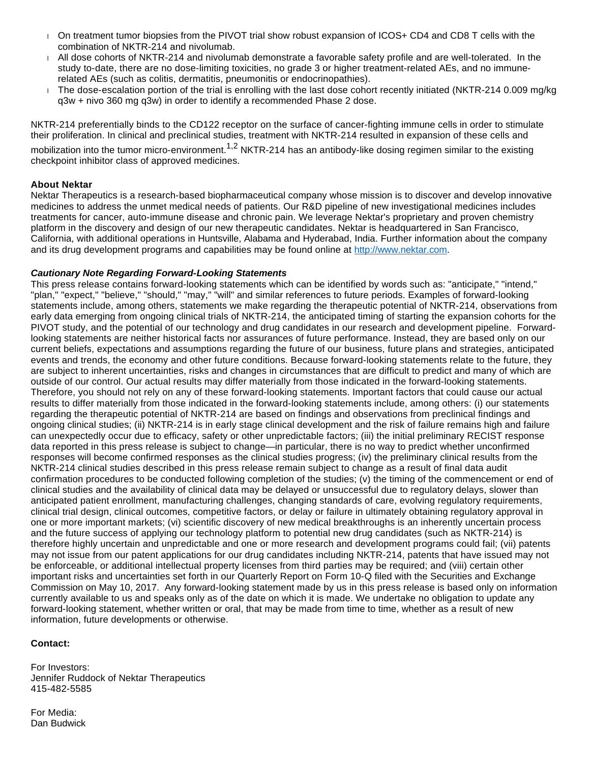- On treatment tumor biopsies from the PIVOT trial show robust expansion of ICOS+ CD4 and CD8 T cells with the combination of NKTR-214 and nivolumab.
- All dose cohorts of NKTR-214 and nivolumab demonstrate a favorable safety profile and are well-tolerated. In the study to-date, there are no dose-limiting toxicities, no grade 3 or higher treatment-related AEs, and no immune-related AEs (such as colitis, dermatitis, pneumonitis or endocrinopathies).
- The dose-escalation portion of the trial is enrolling with the last dose cohort recently initiated (NKTR-214 0.009 mg/kg q3w + nivo 360 mg q3w) in order to identify a recommended Phase 2 dose.

NKTR-214 preferentially binds to the CD122 receptor on the surface of cancer-fighting immune cells in order to stimulate their proliferation. In clinical and preclinical studies, treatment with NKTR-214 resulted in expansion of these cells and mobilization into the tumor micro-environment.[1,2] NKTR-214 has an antibody-like dosing regimen similar to the existing checkpoint inhibitor class of approved medicines.

**About Nektar**
Nektar Therapeutics is a research-based biopharmaceutical company whose mission is to discover and develop innovative medicines to address the unmet medical needs of patients. Our R&D pipeline of new investigational medicines includes treatments for cancer, auto-immune disease and chronic pain. We leverage Nektar's proprietary and proven chemistry platform in the discovery and design of our new therapeutic candidates. Nektar is headquartered in San Francisco, California, with additional operations in Huntsville, Alabama and Hyderabad, India. Further information about the company and its drug development programs and capabilities may be found online at http://www.nektar.com.

***Cautionary Note Regarding Forward-Looking Statements***
This press release contains forward-looking statements which can be identified by words such as: "anticipate," "intend," "plan," "expect," "believe," "should," "may," "will" and similar references to future periods. Examples of forward-looking statements include, among others, statements we make regarding the therapeutic potential of NKTR-214, observations from early data emerging from ongoing clinical trials of NKTR-214, the anticipated timing of starting the expansion cohorts for the PIVOT study, and the potential of our technology and drug candidates in our research and development pipeline. Forward-looking statements are neither historical facts nor assurances of future performance. Instead, they are based only on our current beliefs, expectations and assumptions regarding the future of our business, future plans and strategies, anticipated events and trends, the economy and other future conditions. Because forward-looking statements relate to the future, they are subject to inherent uncertainties, risks and changes in circumstances that are difficult to predict and many of which are outside of our control. Our actual results may differ materially from those indicated in the forward-looking statements. Therefore, you should not rely on any of these forward-looking statements. Important factors that could cause our actual results to differ materially from those indicated in the forward-looking statements include, among others: (i) our statements regarding the therapeutic potential of NKTR-214 are based on findings and observations from preclinical findings and ongoing clinical studies; (ii) NKTR-214 is in early stage clinical development and the risk of failure remains high and failure can unexpectedly occur due to efficacy, safety or other unpredictable factors; (iii) the initial preliminary RECIST response data reported in this press release is subject to change—in particular, there is no way to predict whether unconfirmed responses will become confirmed responses as the clinical studies progress; (iv) the preliminary clinical results from the NKTR-214 clinical studies described in this press release remain subject to change as a result of final data audit confirmation procedures to be conducted following completion of the studies; (v) the timing of the commencement or end of clinical studies and the availability of clinical data may be delayed or unsuccessful due to regulatory delays, slower than anticipated patient enrollment, manufacturing challenges, changing standards of care, evolving regulatory requirements, clinical trial design, clinical outcomes, competitive factors, or delay or failure in ultimately obtaining regulatory approval in one or more important markets; (vi) scientific discovery of new medical breakthroughs is an inherently uncertain process and the future success of applying our technology platform to potential new drug candidates (such as NKTR-214) is therefore highly uncertain and unpredictable and one or more research and development programs could fail; (vii) patents may not issue from our patent applications for our drug candidates including NKTR-214, patents that have issued may not be enforceable, or additional intellectual property licenses from third parties may be required; and (viii) certain other important risks and uncertainties set forth in our Quarterly Report on Form 10-Q filed with the Securities and Exchange Commission on May 10, 2017. Any forward-looking statement made by us in this press release is based only on information currently available to us and speaks only as of the date on which it is made. We undertake no obligation to update any forward-looking statement, whether written or oral, that may be made from time to time, whether as a result of new information, future developments or otherwise.

**Contact:**

For Investors:
Jennifer Ruddock of Nektar Therapeutics
415-482-5585

For Media:
Dan Budwick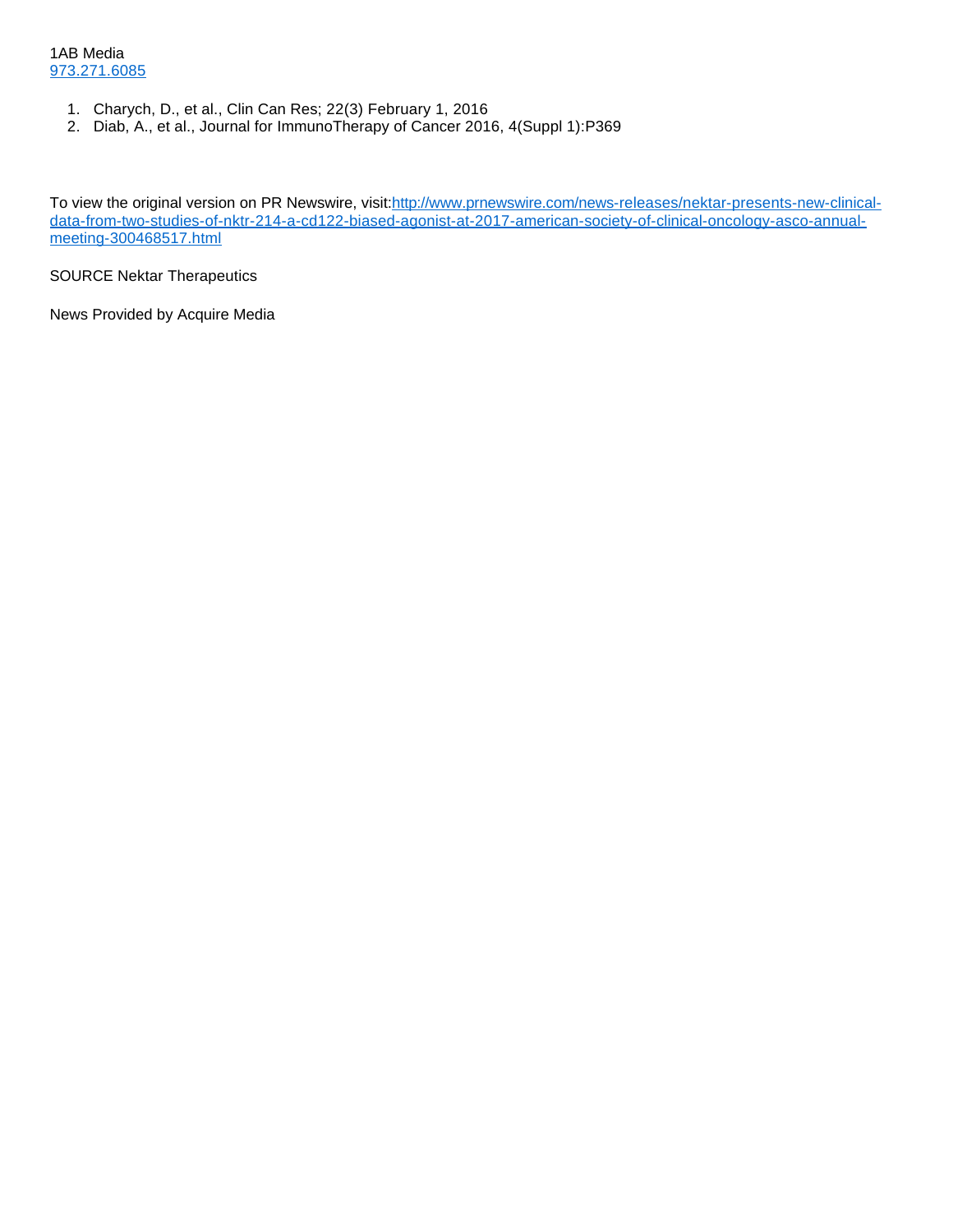1AB Media
973.271.6085

1. Charych, D., et al., Clin Can Res; 22(3) February 1, 2016
2. Diab, A., et al., Journal for ImmunoTherapy of Cancer 2016, 4(Suppl 1):P369

To view the original version on PR Newswire, visit:http://www.prnewswire.com/news-releases/nektar-presents-new-clinical-data-from-two-studies-of-nktr-214-a-cd122-biased-agonist-at-2017-american-society-of-clinical-oncology-asco-annual-meeting-300468517.html

SOURCE Nektar Therapeutics

News Provided by Acquire Media